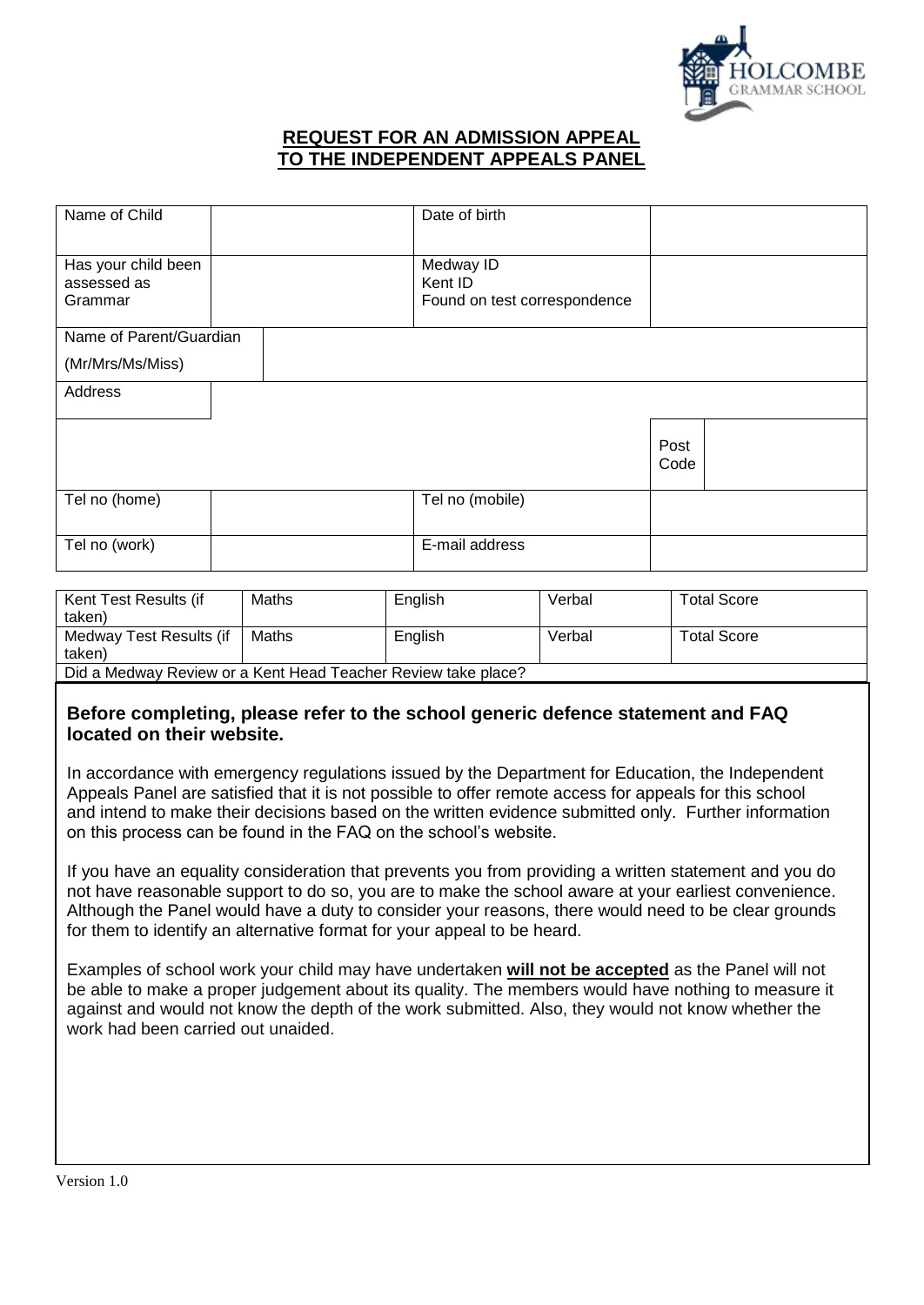HOLCOMBE GRAMMAR SCHOOL

# REQUEST FOR AN ADMISSION APPEAL TO THE INDEPENDENT APPEALS PANEL

| Name of Child | | Date of birth | |
|---|---|---|---|
| Has your child been assessed as Grammar | | Medway ID<br>Kent ID<br>Found on test correspondence | |
| Name of Parent/Guardian (Mr/Mrs/Ms/Miss) | | | |
| Address | | | |
| | | Post Code | |
| Tel no (home) | | Tel no (mobile) | |
| Tel no (work) | | E-mail address | |

| Kent Test Results (if taken) | Maths | English | Verbal | Total Score |
|---|---|---|---|---|
| Medway Test Results (if taken) | Maths | English | Verbal | Total Score |
| Did a Medway Review or a Kent Head Teacher Review take place? | | | | |

**Before completing, please refer to the school generic defence statement and FAQ located on their website.**

In accordance with emergency regulations issued by the Department for Education, the Independent Appeals Panel are satisfied that it is not possible to offer remote access for appeals for this school and intend to make their decisions based on the written evidence submitted only. Further information on this process can be found in the FAQ on the school's website.

If you have an equality consideration that prevents you from providing a written statement and you do not have reasonable support to do so, you are to make the school aware at your earliest convenience. Although the Panel would have a duty to consider your reasons, there would need to be clear grounds for them to identify an alternative format for your appeal to be heard.

Examples of school work your child may have undertaken **will not be accepted** as the Panel will not be able to make a proper judgement about its quality. The members would have nothing to measure it against and would not know the depth of the work submitted. Also, they would not know whether the work had been carried out unaided.

Version 1.0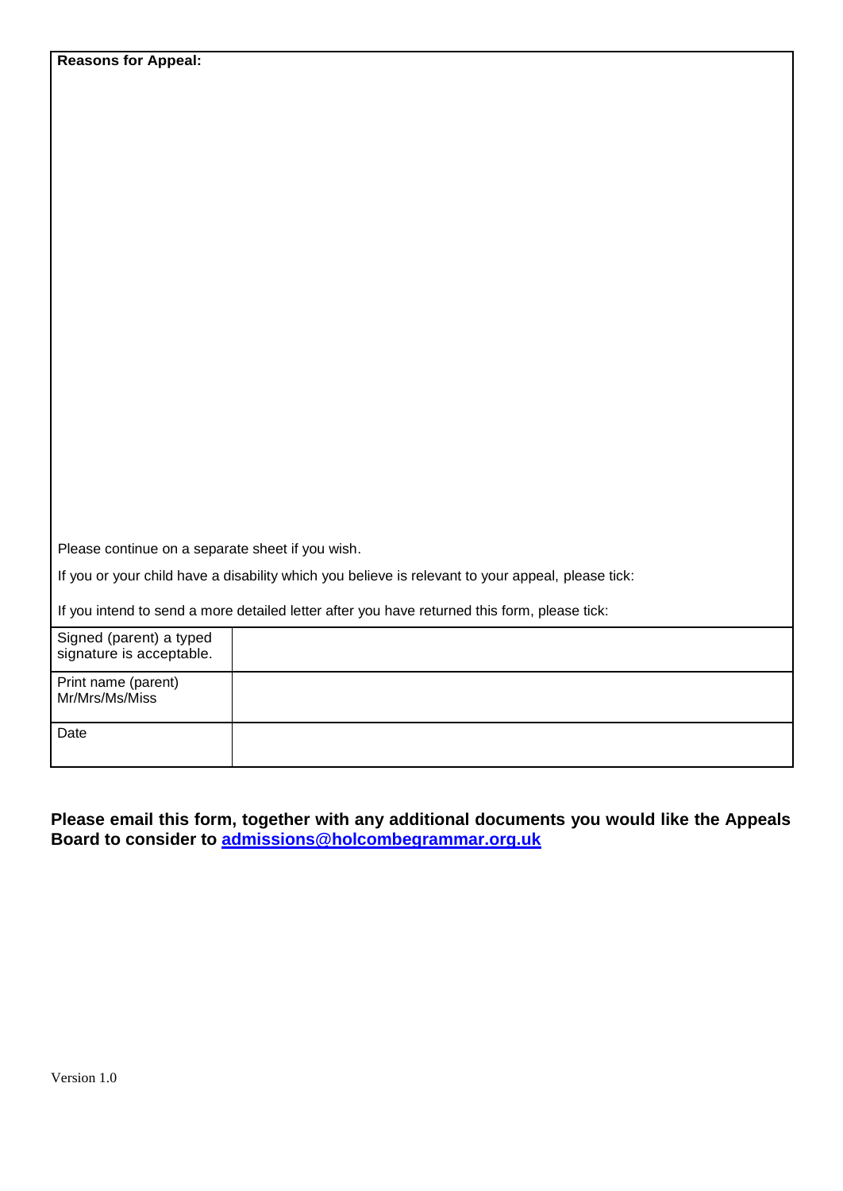**Reasons for Appeal:**

Please continue on a separate sheet if you wish.

If you or your child have a disability which you believe is relevant to your appeal, please tick:

If you intend to send a more detailed letter after you have returned this form, please tick:

| | |
|---|---|
| Signed (parent) a typed signature is acceptable. | |
| Print name (parent) Mr/Mrs/Ms/Miss | |
| Date | |

**Please email this form, together with any additional documents you would like the Appeals Board to consider to admissions@holcombegrammar.org.uk**

Version 1.0